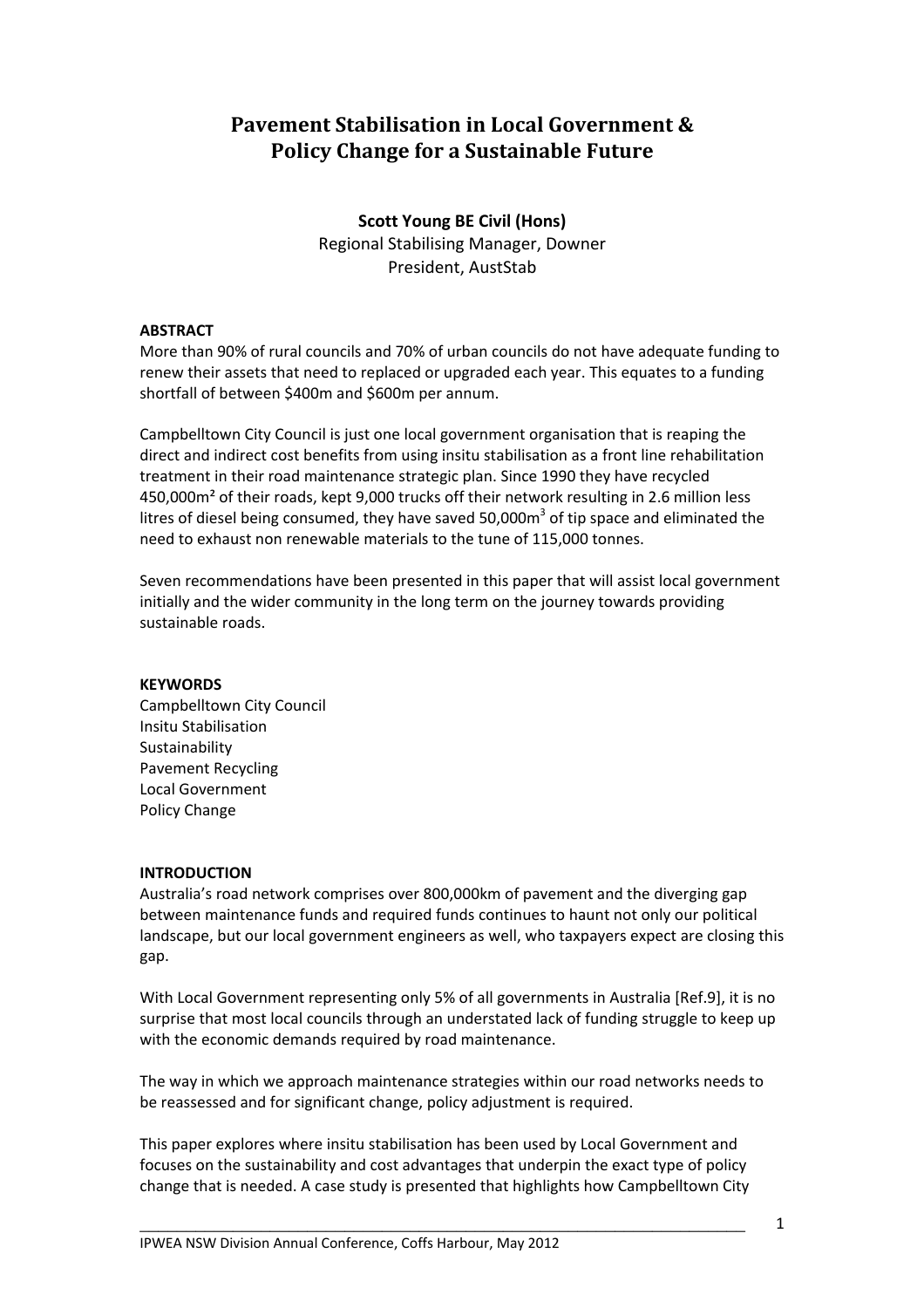# Pavement Stabilisation in Local Government & Policy Change for a Sustainable Future

**Scott Young BE Civil (Hons)**
Regional Stabilising Manager, Downer
President, AustStab

**ABSTRACT**

More than 90% of rural councils and 70% of urban councils do not have adequate funding to renew their assets that need to replaced or upgraded each year. This equates to a funding shortfall of between \$400m and \$600m per annum.

Campbelltown City Council is just one local government organisation that is reaping the direct and indirect cost benefits from using insitu stabilisation as a front line rehabilitation treatment in their road maintenance strategic plan. Since 1990 they have recycled 450,000m² of their roads, kept 9,000 trucks off their network resulting in 2.6 million less litres of diesel being consumed, they have saved 50,000m$^3$ of tip space and eliminated the need to exhaust non renewable materials to the tune of 115,000 tonnes.

Seven recommendations have been presented in this paper that will assist local government initially and the wider community in the long term on the journey towards providing sustainable roads.

**KEYWORDS**

Campbelltown City Council
Insitu Stabilisation
Sustainability
Pavement Recycling
Local Government
Policy Change

**INTRODUCTION**

Australia's road network comprises over 800,000km of pavement and the diverging gap between maintenance funds and required funds continues to haunt not only our political landscape, but our local government engineers as well, who taxpayers expect are closing this gap.

With Local Government representing only 5% of all governments in Australia [Ref.9], it is no surprise that most local councils through an understated lack of funding struggle to keep up with the economic demands required by road maintenance.

The way in which we approach maintenance strategies within our road networks needs to be reassessed and for significant change, policy adjustment is required.

This paper explores where insitu stabilisation has been used by Local Government and focuses on the sustainability and cost advantages that underpin the exact type of policy change that is needed. A case study is presented that highlights how Campbelltown City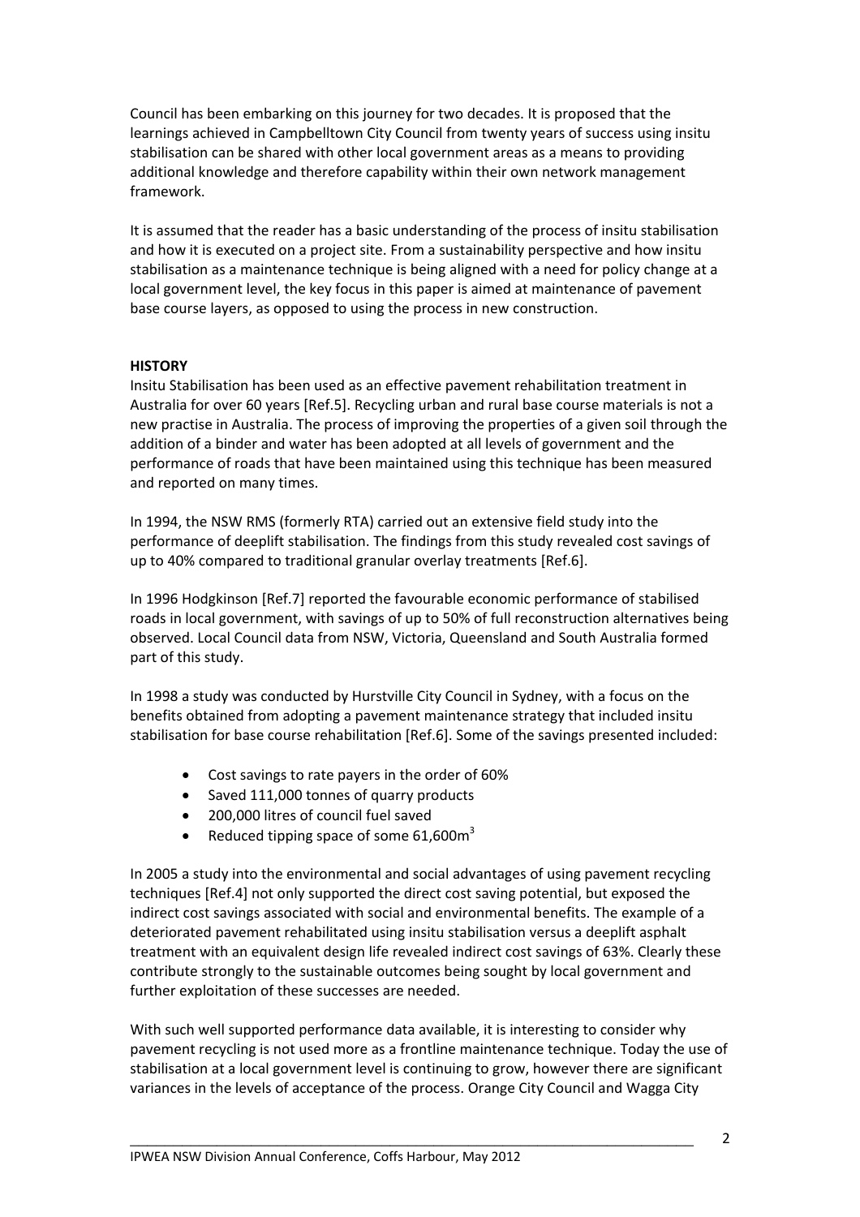Council has been embarking on this journey for two decades. It is proposed that the learnings achieved in Campbelltown City Council from twenty years of success using insitu stabilisation can be shared with other local government areas as a means to providing additional knowledge and therefore capability within their own network management framework.

It is assumed that the reader has a basic understanding of the process of insitu stabilisation and how it is executed on a project site. From a sustainability perspective and how insitu stabilisation as a maintenance technique is being aligned with a need for policy change at a local government level, the key focus in this paper is aimed at maintenance of pavement base course layers, as opposed to using the process in new construction.

**HISTORY**

Insitu Stabilisation has been used as an effective pavement rehabilitation treatment in Australia for over 60 years [Ref.5]. Recycling urban and rural base course materials is not a new practise in Australia. The process of improving the properties of a given soil through the addition of a binder and water has been adopted at all levels of government and the performance of roads that have been maintained using this technique has been measured and reported on many times.

In 1994, the NSW RMS (formerly RTA) carried out an extensive field study into the performance of deeplift stabilisation. The findings from this study revealed cost savings of up to 40% compared to traditional granular overlay treatments [Ref.6].

In 1996 Hodgkinson [Ref.7] reported the favourable economic performance of stabilised roads in local government, with savings of up to 50% of full reconstruction alternatives being observed. Local Council data from NSW, Victoria, Queensland and South Australia formed part of this study.

In 1998 a study was conducted by Hurstville City Council in Sydney, with a focus on the benefits obtained from adopting a pavement maintenance strategy that included insitu stabilisation for base course rehabilitation [Ref.6]. Some of the savings presented included:

- Cost savings to rate payers in the order of 60%
- Saved 111,000 tonnes of quarry products
- 200,000 litres of council fuel saved
- Reduced tipping space of some 61,600m$^3$

In 2005 a study into the environmental and social advantages of using pavement recycling techniques [Ref.4] not only supported the direct cost saving potential, but exposed the indirect cost savings associated with social and environmental benefits. The example of a deteriorated pavement rehabilitated using insitu stabilisation versus a deeplift asphalt treatment with an equivalent design life revealed indirect cost savings of 63%. Clearly these contribute strongly to the sustainable outcomes being sought by local government and further exploitation of these successes are needed.

With such well supported performance data available, it is interesting to consider why pavement recycling is not used more as a frontline maintenance technique. Today the use of stabilisation at a local government level is continuing to grow, however there are significant variances in the levels of acceptance of the process. Orange City Council and Wagga City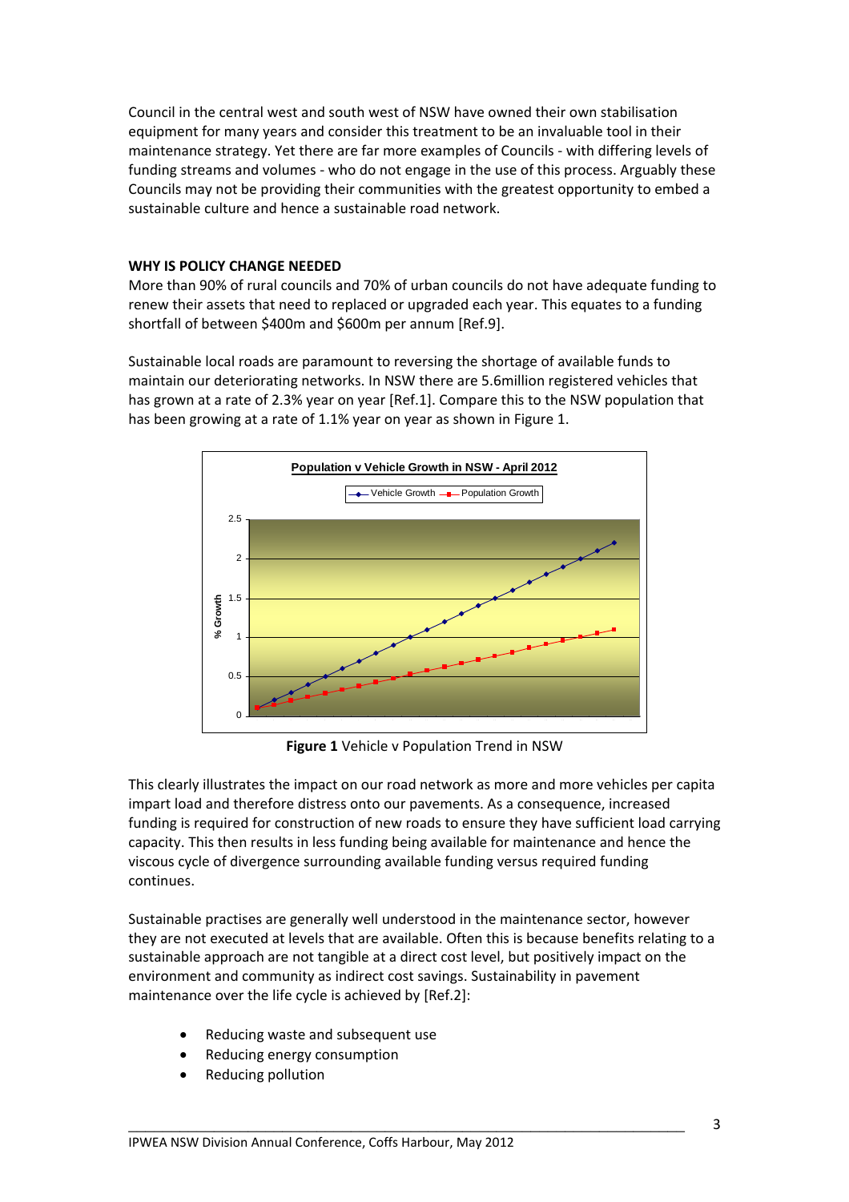Council in the central west and south west of NSW have owned their own stabilisation equipment for many years and consider this treatment to be an invaluable tool in their maintenance strategy. Yet there are far more examples of Councils - with differing levels of funding streams and volumes - who do not engage in the use of this process. Arguably these Councils may not be providing their communities with the greatest opportunity to embed a sustainable culture and hence a sustainable road network.

### WHY IS POLICY CHANGE NEEDED

More than 90% of rural councils and 70% of urban councils do not have adequate funding to renew their assets that need to replaced or upgraded each year. This equates to a funding shortfall of between $400m and $600m per annum [Ref.9].

Sustainable local roads are paramount to reversing the shortage of available funds to maintain our deteriorating networks. In NSW there are 5.6million registered vehicles that has grown at a rate of 2.3% year on year [Ref.1]. Compare this to the NSW population that has been growing at a rate of 1.1% year on year as shown in Figure 1.

**Figure 1** Vehicle v Population Trend in NSW

This clearly illustrates the impact on our road network as more and more vehicles per capita impart load and therefore distress onto our pavements. As a consequence, increased funding is required for construction of new roads to ensure they have sufficient load carrying capacity. This then results in less funding being available for maintenance and hence the viscous cycle of divergence surrounding available funding versus required funding continues.

Sustainable practises are generally well understood in the maintenance sector, however they are not executed at levels that are available. Often this is because benefits relating to a sustainable approach are not tangible at a direct cost level, but positively impact on the environment and community as indirect cost savings. Sustainability in pavement maintenance over the life cycle is achieved by [Ref.2]:

- Reducing waste and subsequent use
- Reducing energy consumption
- Reducing pollution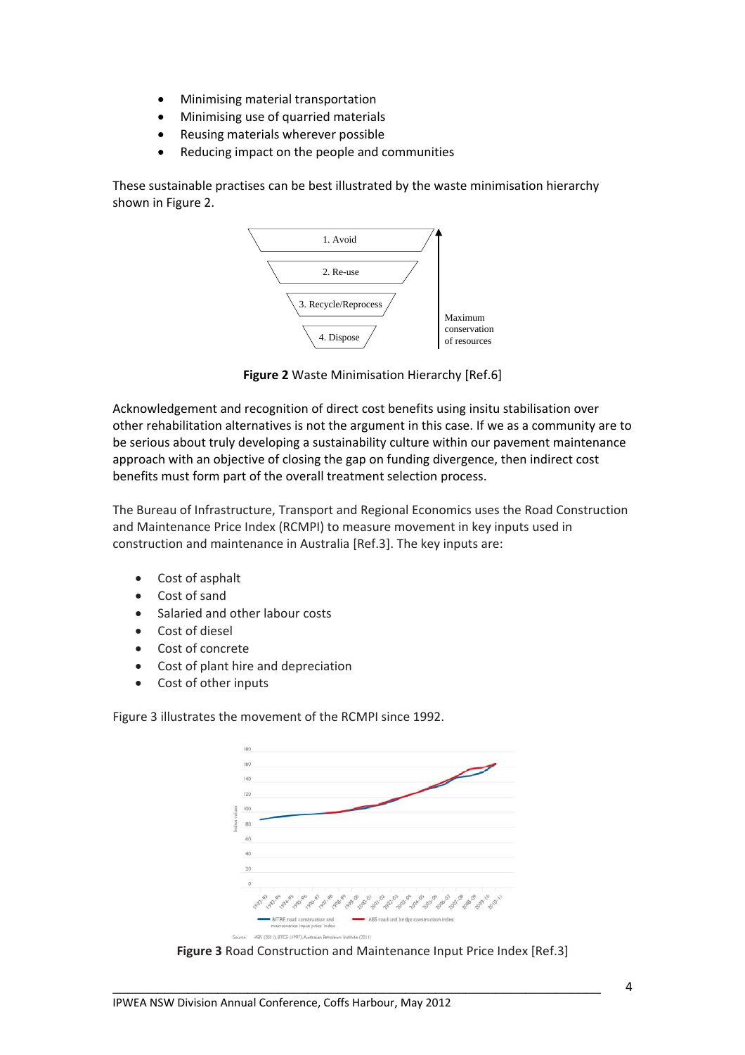- Minimising material transportation
- Minimising use of quarried materials
- Reusing materials wherever possible
- Reducing impact on the people and communities

These sustainable practises can be best illustrated by the waste minimisation hierarchy shown in Figure 2.

1. Avoid
2. Re-use
3. Recycle/Reprocess
4. Dispose

Maximum conservation of resources

**Figure 2** Waste Minimisation Hierarchy [Ref.6]

Acknowledgement and recognition of direct cost benefits using insitu stabilisation over other rehabilitation alternatives is not the argument in this case. If we as a community are to be serious about truly developing a sustainability culture within our pavement maintenance approach with an objective of closing the gap on funding divergence, then indirect cost benefits must form part of the overall treatment selection process.

The Bureau of Infrastructure, Transport and Regional Economics uses the Road Construction and Maintenance Price Index (RCMPI) to measure movement in key inputs used in construction and maintenance in Australia [Ref.3]. The key inputs are:

- Cost of asphalt
- Cost of sand
- Salaried and other labour costs
- Cost of diesel
- Cost of concrete
- Cost of plant hire and depreciation
- Cost of other inputs

Figure 3 illustrates the movement of the RCMPI since 1992.

**Figure 3** Road Construction and Maintenance Input Price Index [Ref.3]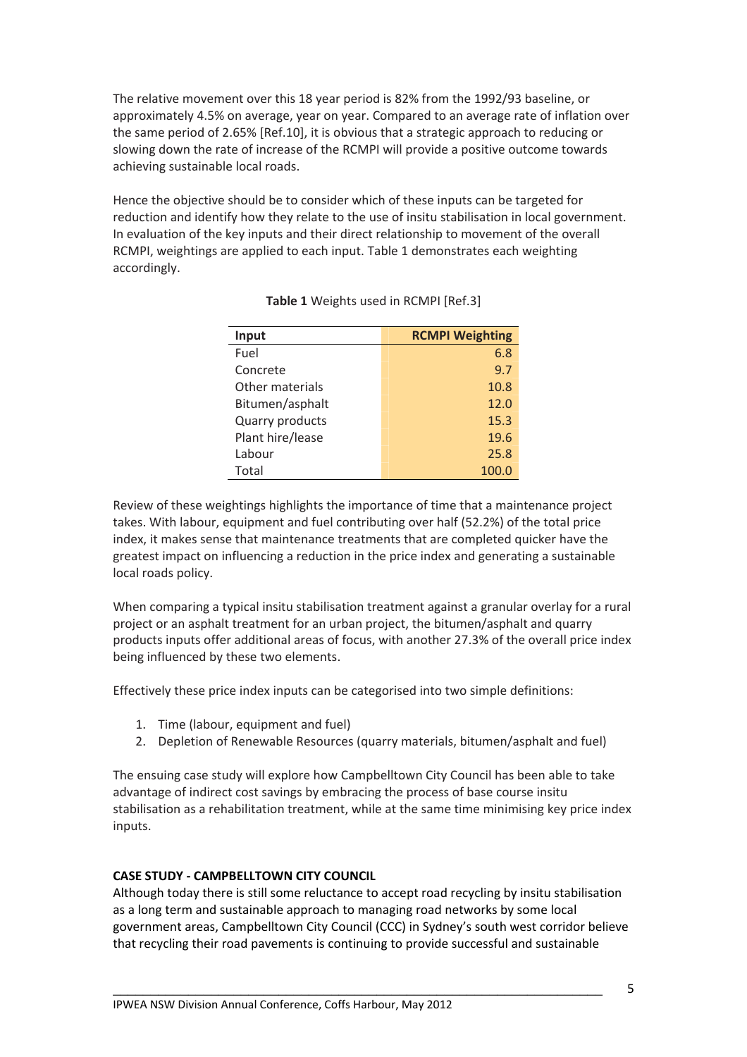The relative movement over this 18 year period is 82% from the 1992/93 baseline, or approximately 4.5% on average, year on year. Compared to an average rate of inflation over the same period of 2.65% [Ref.10], it is obvious that a strategic approach to reducing or slowing down the rate of increase of the RCMPI will provide a positive outcome towards achieving sustainable local roads.

Hence the objective should be to consider which of these inputs can be targeted for reduction and identify how they relate to the use of insitu stabilisation in local government. In evaluation of the key inputs and their direct relationship to movement of the overall RCMPI, weightings are applied to each input. Table 1 demonstrates each weighting accordingly.

**Table 1** Weights used in RCMPI [Ref.3]

| Input | RCMPI Weighting |
|---|---:|
| Fuel | 6.8 |
| Concrete | 9.7 |
| Other materials | 10.8 |
| Bitumen/asphalt | 12.0 |
| Quarry products | 15.3 |
| Plant hire/lease | 19.6 |
| Labour | 25.8 |
| Total | 100.0 |

Review of these weightings highlights the importance of time that a maintenance project takes. With labour, equipment and fuel contributing over half (52.2%) of the total price index, it makes sense that maintenance treatments that are completed quicker have the greatest impact on influencing a reduction in the price index and generating a sustainable local roads policy.

When comparing a typical insitu stabilisation treatment against a granular overlay for a rural project or an asphalt treatment for an urban project, the bitumen/asphalt and quarry products inputs offer additional areas of focus, with another 27.3% of the overall price index being influenced by these two elements.

Effectively these price index inputs can be categorised into two simple definitions:

1. Time (labour, equipment and fuel)
2. Depletion of Renewable Resources (quarry materials, bitumen/asphalt and fuel)

The ensuing case study will explore how Campbelltown City Council has been able to take advantage of indirect cost savings by embracing the process of base course insitu stabilisation as a rehabilitation treatment, while at the same time minimising key price index inputs.

**CASE STUDY - CAMPBELLTOWN CITY COUNCIL**

Although today there is still some reluctance to accept road recycling by insitu stabilisation as a long term and sustainable approach to managing road networks by some local government areas, Campbelltown City Council (CCC) in Sydney's south west corridor believe that recycling their road pavements is continuing to provide successful and sustainable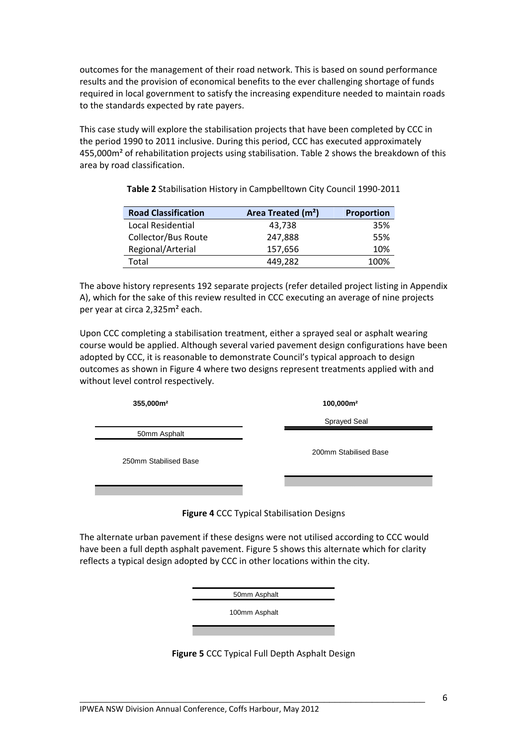outcomes for the management of their road network. This is based on sound performance results and the provision of economical benefits to the ever challenging shortage of funds required in local government to satisfy the increasing expenditure needed to maintain roads to the standards expected by rate payers.

This case study will explore the stabilisation projects that have been completed by CCC in the period 1990 to 2011 inclusive. During this period, CCC has executed approximately 455,000m² of rehabilitation projects using stabilisation. Table 2 shows the breakdown of this area by road classification.

**Table 2** Stabilisation History in Campbelltown City Council 1990-2011

| Road Classification | Area Treated (m²) | Proportion |
|---|---|---|
| Local Residential | 43,738 | 35% |
| Collector/Bus Route | 247,888 | 55% |
| Regional/Arterial | 157,656 | 10% |
| Total | 449,282 | 100% |

The above history represents 192 separate projects (refer detailed project listing in Appendix A), which for the sake of this review resulted in CCC executing an average of nine projects per year at circa 2,325m² each.

Upon CCC completing a stabilisation treatment, either a sprayed seal or asphalt wearing course would be applied. Although several varied pavement design configurations have been adopted by CCC, it is reasonable to demonstrate Council's typical approach to design outcomes as shown in Figure 4 where two designs represent treatments applied with and without level control respectively.

| **355,000m²** | **100,000m²** |
|---|---|
| 50mm Asphalt | Sprayed Seal |
| 250mm Stabilised Base | 200mm Stabilised Base |

**Figure 4** CCC Typical Stabilisation Designs

The alternate urban pavement if these designs were not utilised according to CCC would have been a full depth asphalt pavement. Figure 5 shows this alternate which for clarity reflects a typical design adopted by CCC in other locations within the city.

| |
|---|
| 50mm Asphalt |
| 100mm Asphalt |

**Figure 5** CCC Typical Full Depth Asphalt Design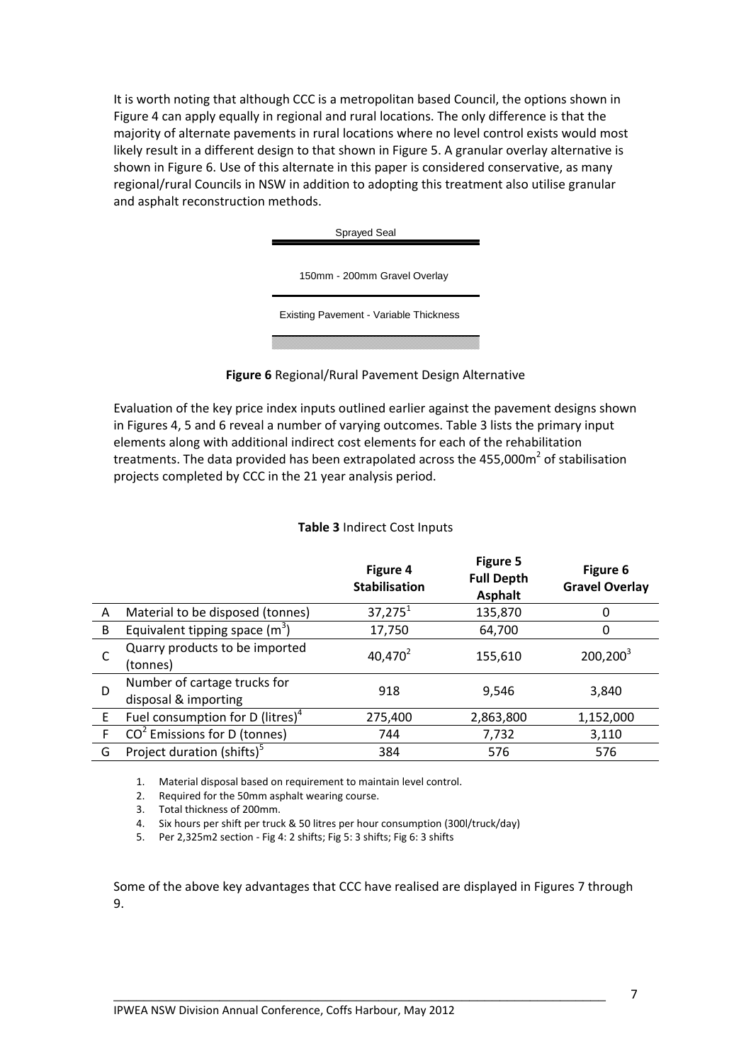It is worth noting that although CCC is a metropolitan based Council, the options shown in Figure 4 can apply equally in regional and rural locations. The only difference is that the majority of alternate pavements in rural locations where no level control exists would most likely result in a different design to that shown in Figure 5. A granular overlay alternative is shown in Figure 6. Use of this alternate in this paper is considered conservative, as many regional/rural Councils in NSW in addition to adopting this treatment also utilise granular and asphalt reconstruction methods.

Sprayed Seal

150mm - 200mm Gravel Overlay

Existing Pavement - Variable Thickness

**Figure 6** Regional/Rural Pavement Design Alternative

Evaluation of the key price index inputs outlined earlier against the pavement designs shown in Figures 4, 5 and 6 reveal a number of varying outcomes. Table 3 lists the primary input elements along with additional indirect cost elements for each of the rehabilitation treatments. The data provided has been extrapolated across the 455,000m$^2$ of stabilisation projects completed by CCC in the 21 year analysis period.

**Table 3** Indirect Cost Inputs

| | | **Figure 4 Stabilisation** | **Figure 5 Full Depth Asphalt** | **Figure 6 Gravel Overlay** |
|---|---|---|---|---|
| A | Material to be disposed (tonnes) | 37,275[1] | 135,870 | 0 |
| B | Equivalent tipping space (m$^3$) | 17,750 | 64,700 | 0 |
| C | Quarry products to be imported (tonnes) | 40,470[2] | 155,610 | 200,200[3] |
| D | Number of cartage trucks for disposal & importing | 918 | 9,546 | 3,840 |
| E | Fuel consumption for D (litres)[4] | 275,400 | 2,863,800 | 1,152,000 |
| F | $CO^2$ Emissions for D (tonnes) | 744 | 7,732 | 3,110 |
| G | Project duration (shifts)[5] | 384 | 576 | 576 |

1. Material disposal based on requirement to maintain level control.
2. Required for the 50mm asphalt wearing course.
3. Total thickness of 200mm.
4. Six hours per shift per truck & 50 litres per hour consumption (300l/truck/day)
5. Per 2,325m2 section - Fig 4: 2 shifts; Fig 5: 3 shifts; Fig 6: 3 shifts

Some of the above key advantages that CCC have realised are displayed in Figures 7 through 9.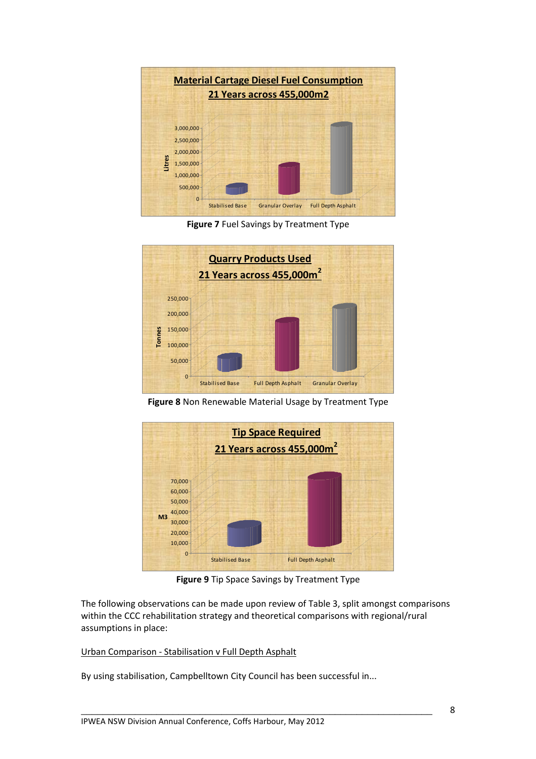Figure 7 Fuel Savings by Treatment Type

Figure 8 Non Renewable Material Usage by Treatment Type

Figure 9 Tip Space Savings by Treatment Type

The following observations can be made upon review of Table 3, split amongst comparisons within the CCC rehabilitation strategy and theoretical comparisons with regional/rural assumptions in place:

Urban Comparison - Stabilisation v Full Depth Asphalt

By using stabilisation, Campbelltown City Council has been successful in...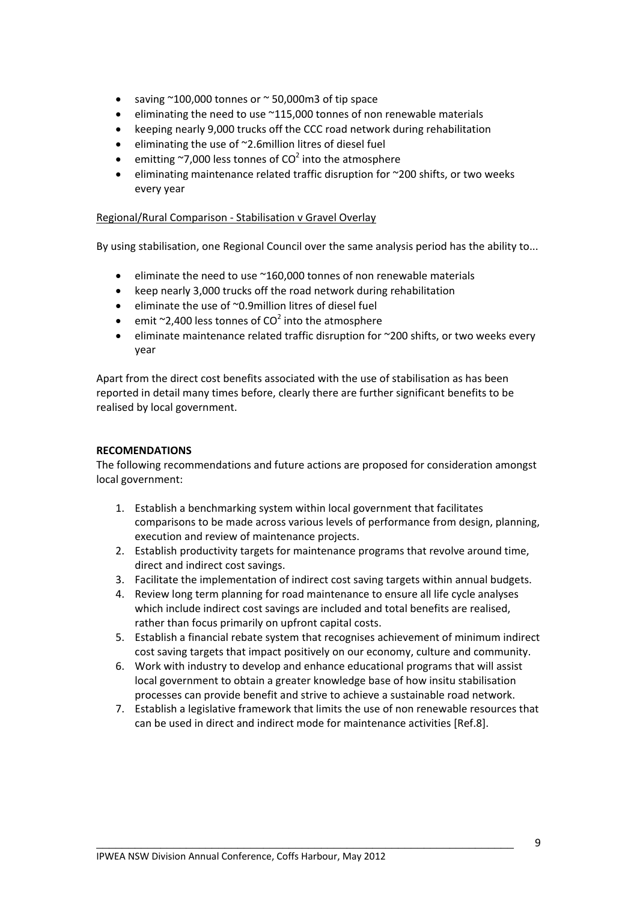- saving ~100,000 tonnes or ~ 50,000m3 of tip space
- eliminating the need to use ~115,000 tonnes of non renewable materials
- keeping nearly 9,000 trucks off the CCC road network during rehabilitation
- eliminating the use of ~2.6million litres of diesel fuel
- emitting ~7,000 less tonnes of $CO^2$ into the atmosphere
- eliminating maintenance related traffic disruption for ~200 shifts, or two weeks every year

Regional/Rural Comparison - Stabilisation v Gravel Overlay

By using stabilisation, one Regional Council over the same analysis period has the ability to...

- eliminate the need to use ~160,000 tonnes of non renewable materials
- keep nearly 3,000 trucks off the road network during rehabilitation
- eliminate the use of ~0.9million litres of diesel fuel
- emit ~2,400 less tonnes of $CO^2$ into the atmosphere
- eliminate maintenance related traffic disruption for ~200 shifts, or two weeks every year

Apart from the direct cost benefits associated with the use of stabilisation as has been reported in detail many times before, clearly there are further significant benefits to be realised by local government.

**RECOMENDATIONS**

The following recommendations and future actions are proposed for consideration amongst local government:

1. Establish a benchmarking system within local government that facilitates comparisons to be made across various levels of performance from design, planning, execution and review of maintenance projects.
2. Establish productivity targets for maintenance programs that revolve around time, direct and indirect cost savings.
3. Facilitate the implementation of indirect cost saving targets within annual budgets.
4. Review long term planning for road maintenance to ensure all life cycle analyses which include indirect cost savings are included and total benefits are realised, rather than focus primarily on upfront capital costs.
5. Establish a financial rebate system that recognises achievement of minimum indirect cost saving targets that impact positively on our economy, culture and community.
6. Work with industry to develop and enhance educational programs that will assist local government to obtain a greater knowledge base of how insitu stabilisation processes can provide benefit and strive to achieve a sustainable road network.
7. Establish a legislative framework that limits the use of non renewable resources that can be used in direct and indirect mode for maintenance activities [Ref.8].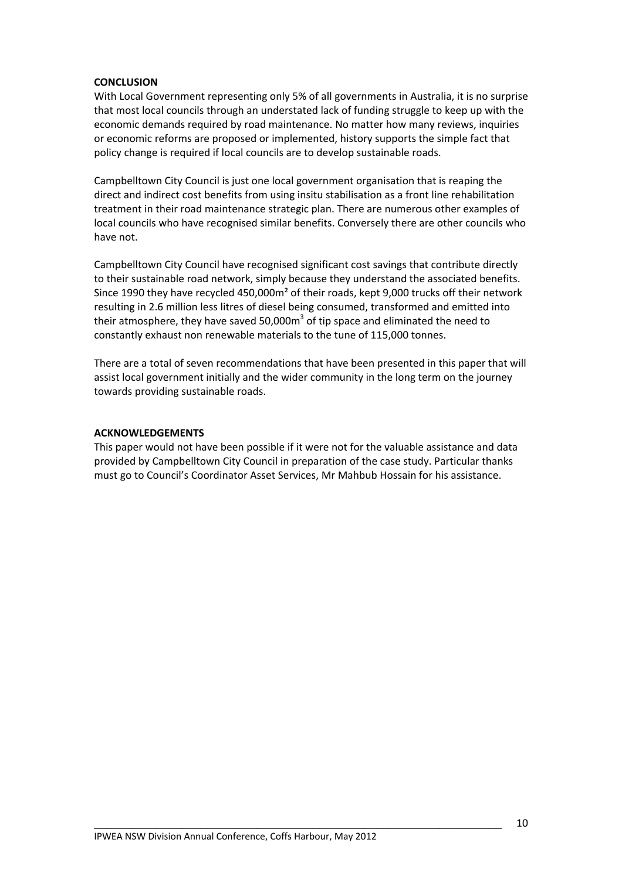**CONCLUSION**

With Local Government representing only 5% of all governments in Australia, it is no surprise that most local councils through an understated lack of funding struggle to keep up with the economic demands required by road maintenance. No matter how many reviews, inquiries or economic reforms are proposed or implemented, history supports the simple fact that policy change is required if local councils are to develop sustainable roads.

Campbelltown City Council is just one local government organisation that is reaping the direct and indirect cost benefits from using insitu stabilisation as a front line rehabilitation treatment in their road maintenance strategic plan. There are numerous other examples of local councils who have recognised similar benefits. Conversely there are other councils who have not.

Campbelltown City Council have recognised significant cost savings that contribute directly to their sustainable road network, simply because they understand the associated benefits. Since 1990 they have recycled 450,000m² of their roads, kept 9,000 trucks off their network resulting in 2.6 million less litres of diesel being consumed, transformed and emitted into their atmosphere, they have saved 50,000m³ of tip space and eliminated the need to constantly exhaust non renewable materials to the tune of 115,000 tonnes.

There are a total of seven recommendations that have been presented in this paper that will assist local government initially and the wider community in the long term on the journey towards providing sustainable roads.

**ACKNOWLEDGEMENTS**

This paper would not have been possible if it were not for the valuable assistance and data provided by Campbelltown City Council in preparation of the case study. Particular thanks must go to Council's Coordinator Asset Services, Mr Mahbub Hossain for his assistance.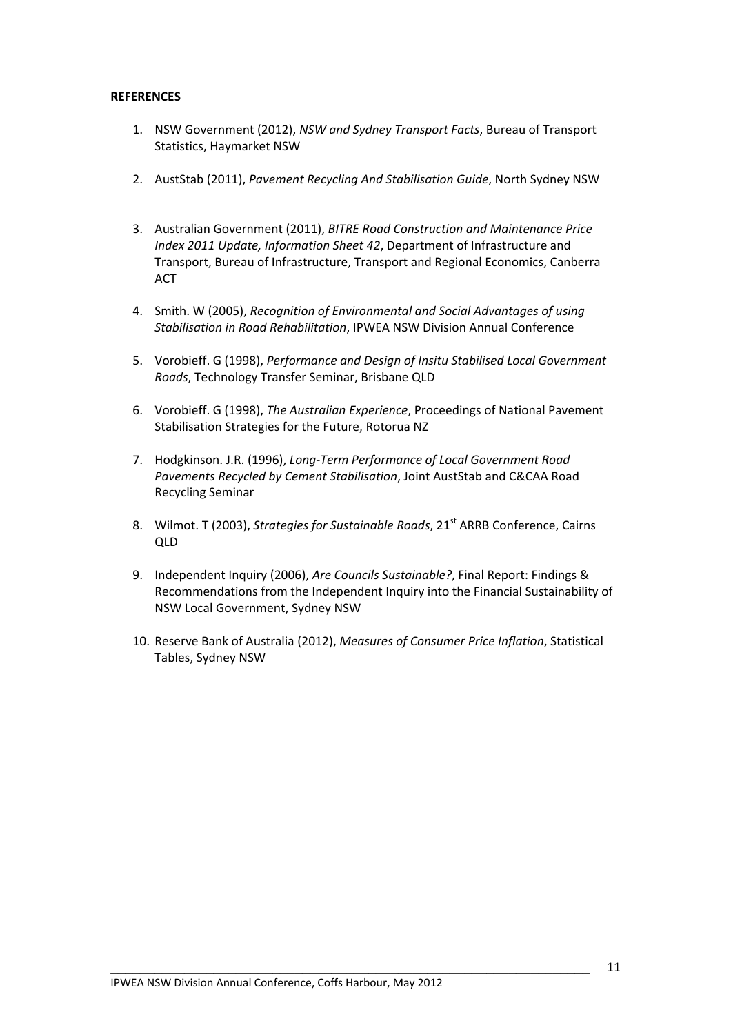**REFERENCES**

1. NSW Government (2012), *NSW and Sydney Transport Facts*, Bureau of Transport Statistics, Haymarket NSW

2. AustStab (2011), *Pavement Recycling And Stabilisation Guide*, North Sydney NSW

3. Australian Government (2011), *BITRE Road Construction and Maintenance Price Index 2011 Update, Information Sheet 42*, Department of Infrastructure and Transport, Bureau of Infrastructure, Transport and Regional Economics, Canberra ACT

4. Smith. W (2005), *Recognition of Environmental and Social Advantages of using Stabilisation in Road Rehabilitation*, IPWEA NSW Division Annual Conference

5. Vorobieff. G (1998), *Performance and Design of Insitu Stabilised Local Government Roads*, Technology Transfer Seminar, Brisbane QLD

6. Vorobieff. G (1998), *The Australian Experience*, Proceedings of National Pavement Stabilisation Strategies for the Future, Rotorua NZ

7. Hodgkinson. J.R. (1996), *Long-Term Performance of Local Government Road Pavements Recycled by Cement Stabilisation*, Joint AustStab and C&CAA Road Recycling Seminar

8. Wilmot. T (2003), *Strategies for Sustainable Roads*, 21st ARRB Conference, Cairns QLD

9. Independent Inquiry (2006), *Are Councils Sustainable?*, Final Report: Findings & Recommendations from the Independent Inquiry into the Financial Sustainability of NSW Local Government, Sydney NSW

10. Reserve Bank of Australia (2012), *Measures of Consumer Price Inflation*, Statistical Tables, Sydney NSW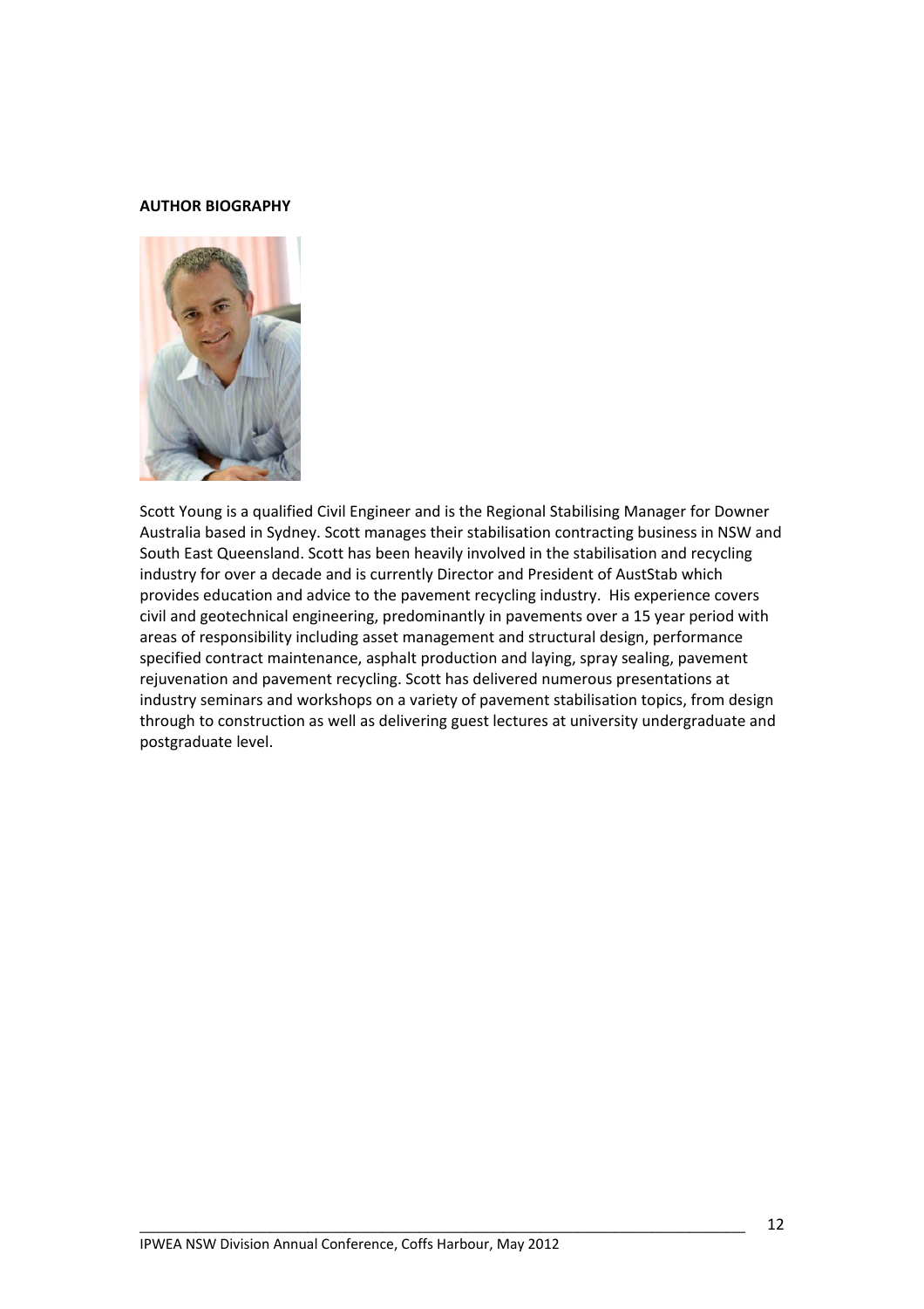**AUTHOR BIOGRAPHY**

Scott Young is a qualified Civil Engineer and is the Regional Stabilising Manager for Downer Australia based in Sydney. Scott manages their stabilisation contracting business in NSW and South East Queensland. Scott has been heavily involved in the stabilisation and recycling industry for over a decade and is currently Director and President of AustStab which provides education and advice to the pavement recycling industry. His experience covers civil and geotechnical engineering, predominantly in pavements over a 15 year period with areas of responsibility including asset management and structural design, performance specified contract maintenance, asphalt production and laying, spray sealing, pavement rejuvenation and pavement recycling. Scott has delivered numerous presentations at industry seminars and workshops on a variety of pavement stabilisation topics, from design through to construction as well as delivering guest lectures at university undergraduate and postgraduate level.